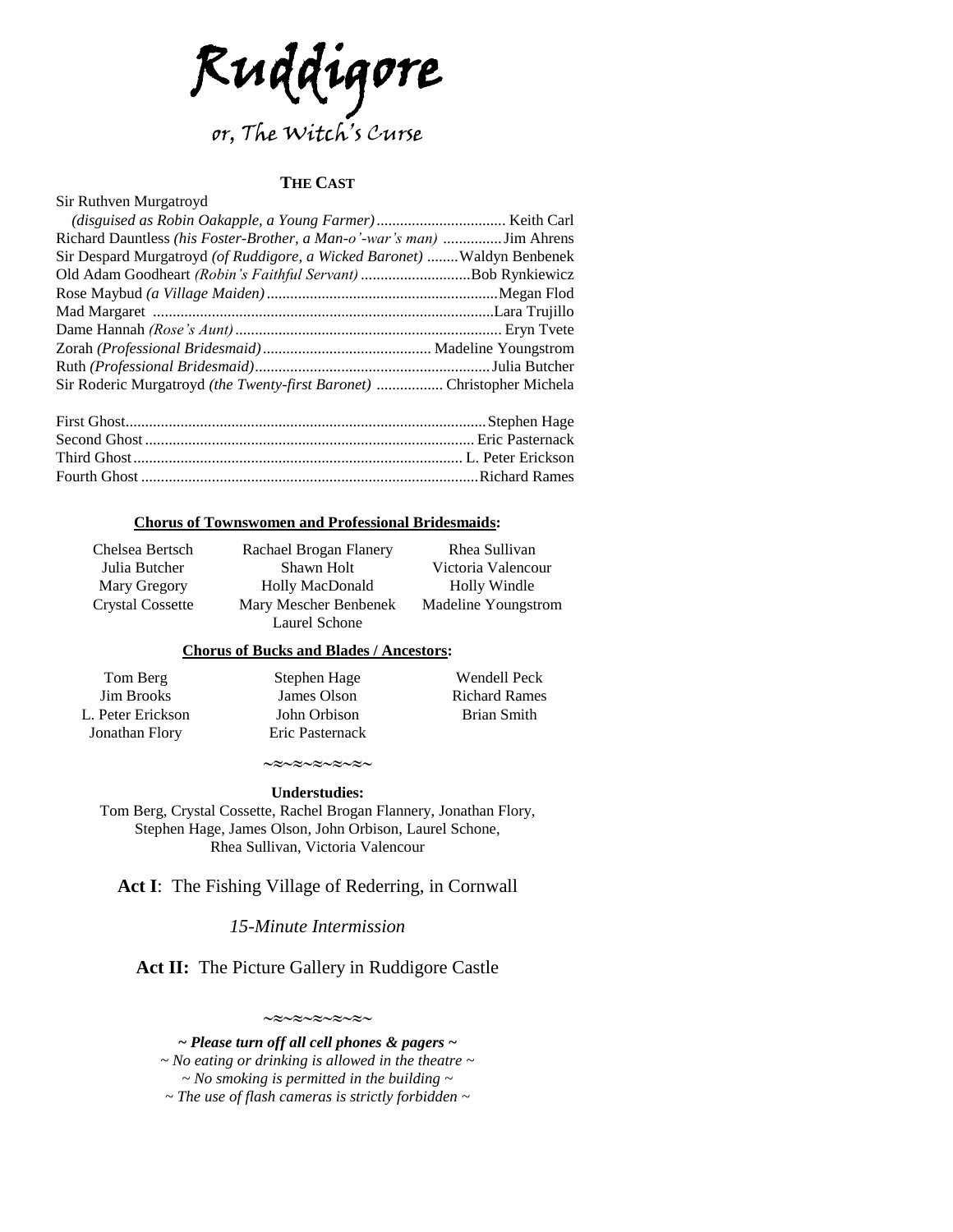# Ruddigore

## or, The Witch's Curse

### THE CAST

Sir Ruthven Murgatroyd
*(disguised as Robin Oakapple, a Young Farmer)*................................ Keith Carl
Richard Dauntless *(his Foster-Brother, a Man-o'-war's man)* ...............Jim Ahrens
Sir Despard Murgatroyd *(of Ruddigore, a Wicked Baronet)* ........Waldyn Benbenek
Old Adam Goodheart *(Robin's Faithful Servant)* ............................Bob Rynkiewicz
Rose Maybud *(a Village Maiden)*...........................................................Megan Flod
Mad Margaret ......................................................................................Lara Trujillo
Dame Hannah *(Rose's Aunt)*.................................................................. Eryn Tvete
Zorah *(Professional Bridesmaid)*........................................... Madeline Youngstrom
Ruth *(Professional Bridesmaid)*............................................................Julia Butcher
Sir Roderic Murgatroyd *(the Twenty-first Baronet)* ................. Christopher Michela

First Ghost...........................................................................................Stephen Hage
Second Ghost ...................................................................................Eric Pasternack
Third Ghost................................................................................... L. Peter Erickson
Fourth Ghost .....................................................................................Richard Rames

**Chorus of Townswomen and Professional Bridesmaids:**

Chelsea Bertsch
Julia Butcher
Mary Gregory
Crystal Cossette
Rachael Brogan Flanery
Shawn Holt
Holly MacDonald
Mary Mescher Benbenek
Laurel Schone
Rhea Sullivan
Victoria Valencour
Holly Windle
Madeline Youngstrom

**Chorus of Bucks and Blades / Ancestors:**

Tom Berg
Jim Brooks
L. Peter Erickson
Jonathan Flory
Stephen Hage
James Olson
John Orbison
Eric Pasternack
Wendell Peck
Richard Rames
Brian Smith

~≈~≈~≈~≈~

**Understudies:**
Tom Berg, Crystal Cossette, Rachel Brogan Flannery, Jonathan Flory, Stephen Hage, James Olson, John Orbison, Laurel Schone, Rhea Sullivan, Victoria Valencour

**Act I**: The Fishing Village of Rederring, in Cornwall

*15-Minute Intermission*

**Act II:** The Picture Gallery in Ruddigore Castle

~≈~≈~≈~≈~

***~ Please turn off all cell phones & pagers ~***
*~ No eating or drinking is allowed in the theatre ~*
*~ No smoking is permitted in the building ~*
*~ The use of flash cameras is strictly forbidden ~*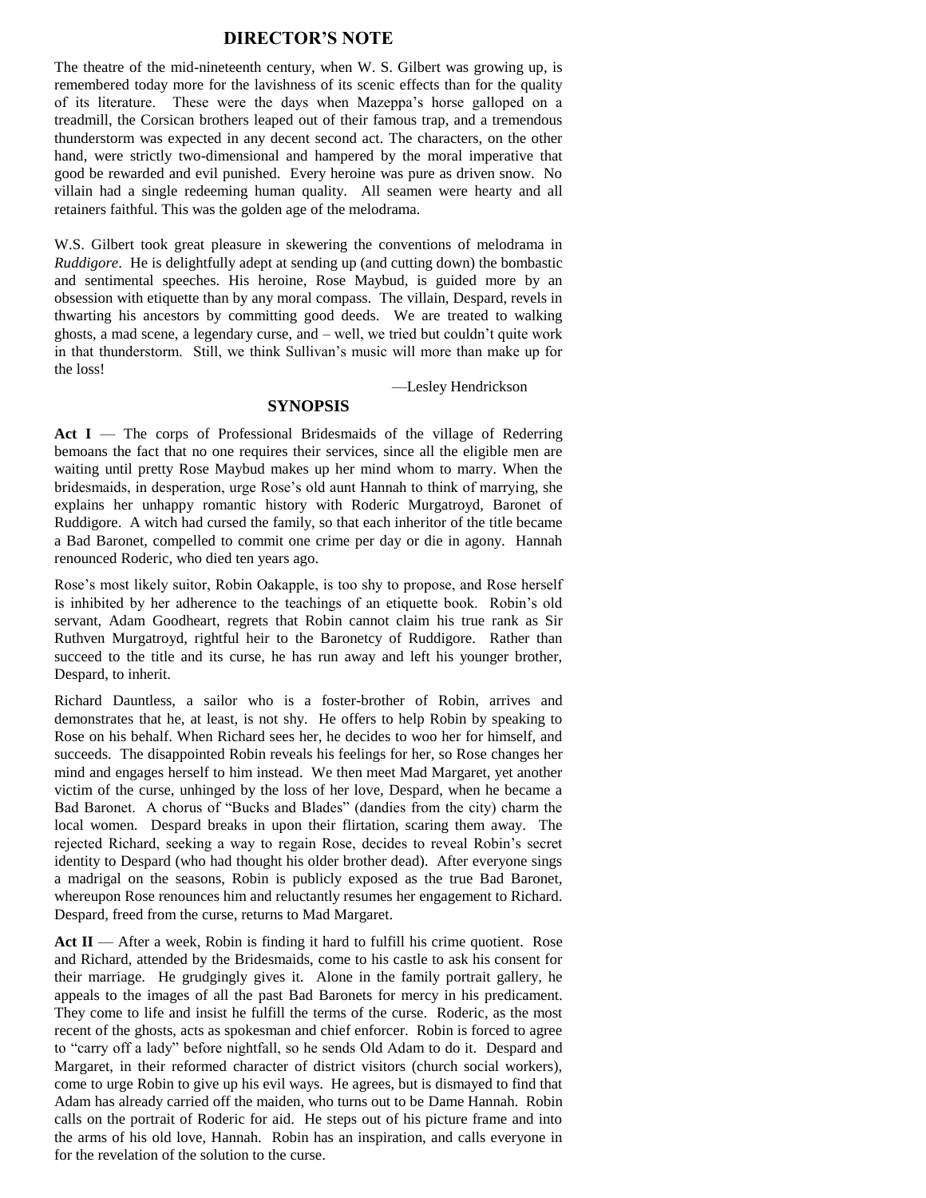## DIRECTOR'S NOTE

The theatre of the mid-nineteenth century, when W. S. Gilbert was growing up, is remembered today more for the lavishness of its scenic effects than for the quality of its literature. These were the days when Mazeppa's horse galloped on a treadmill, the Corsican brothers leaped out of their famous trap, and a tremendous thunderstorm was expected in any decent second act. The characters, on the other hand, were strictly two-dimensional and hampered by the moral imperative that good be rewarded and evil punished. Every heroine was pure as driven snow. No villain had a single redeeming human quality. All seamen were hearty and all retainers faithful. This was the golden age of the melodrama.

W.S. Gilbert took great pleasure in skewering the conventions of melodrama in *Ruddigore*. He is delightfully adept at sending up (and cutting down) the bombastic and sentimental speeches. His heroine, Rose Maybud, is guided more by an obsession with etiquette than by any moral compass. The villain, Despard, revels in thwarting his ancestors by committing good deeds. We are treated to walking ghosts, a mad scene, a legendary curse, and – well, we tried but couldn't quite work in that thunderstorm. Still, we think Sullivan's music will more than make up for the loss!

—Lesley Hendrickson

## SYNOPSIS

**Act I** — The corps of Professional Bridesmaids of the village of Rederring bemoans the fact that no one requires their services, since all the eligible men are waiting until pretty Rose Maybud makes up her mind whom to marry. When the bridesmaids, in desperation, urge Rose's old aunt Hannah to think of marrying, she explains her unhappy romantic history with Roderic Murgatroyd, Baronet of Ruddigore. A witch had cursed the family, so that each inheritor of the title became a Bad Baronet, compelled to commit one crime per day or die in agony. Hannah renounced Roderic, who died ten years ago.

Rose's most likely suitor, Robin Oakapple, is too shy to propose, and Rose herself is inhibited by her adherence to the teachings of an etiquette book. Robin's old servant, Adam Goodheart, regrets that Robin cannot claim his true rank as Sir Ruthven Murgatroyd, rightful heir to the Baronetcy of Ruddigore. Rather than succeed to the title and its curse, he has run away and left his younger brother, Despard, to inherit.

Richard Dauntless, a sailor who is a foster-brother of Robin, arrives and demonstrates that he, at least, is not shy. He offers to help Robin by speaking to Rose on his behalf. When Richard sees her, he decides to woo her for himself, and succeeds. The disappointed Robin reveals his feelings for her, so Rose changes her mind and engages herself to him instead. We then meet Mad Margaret, yet another victim of the curse, unhinged by the loss of her love, Despard, when he became a Bad Baronet. A chorus of "Bucks and Blades" (dandies from the city) charm the local women. Despard breaks in upon their flirtation, scaring them away. The rejected Richard, seeking a way to regain Rose, decides to reveal Robin's secret identity to Despard (who had thought his older brother dead). After everyone sings a madrigal on the seasons, Robin is publicly exposed as the true Bad Baronet, whereupon Rose renounces him and reluctantly resumes her engagement to Richard. Despard, freed from the curse, returns to Mad Margaret.

**Act II** — After a week, Robin is finding it hard to fulfill his crime quotient. Rose and Richard, attended by the Bridesmaids, come to his castle to ask his consent for their marriage. He grudgingly gives it. Alone in the family portrait gallery, he appeals to the images of all the past Bad Baronets for mercy in his predicament. They come to life and insist he fulfill the terms of the curse. Roderic, as the most recent of the ghosts, acts as spokesman and chief enforcer. Robin is forced to agree to "carry off a lady" before nightfall, so he sends Old Adam to do it. Despard and Margaret, in their reformed character of district visitors (church social workers), come to urge Robin to give up his evil ways. He agrees, but is dismayed to find that Adam has already carried off the maiden, who turns out to be Dame Hannah. Robin calls on the portrait of Roderic for aid. He steps out of his picture frame and into the arms of his old love, Hannah. Robin has an inspiration, and calls everyone in for the revelation of the solution to the curse.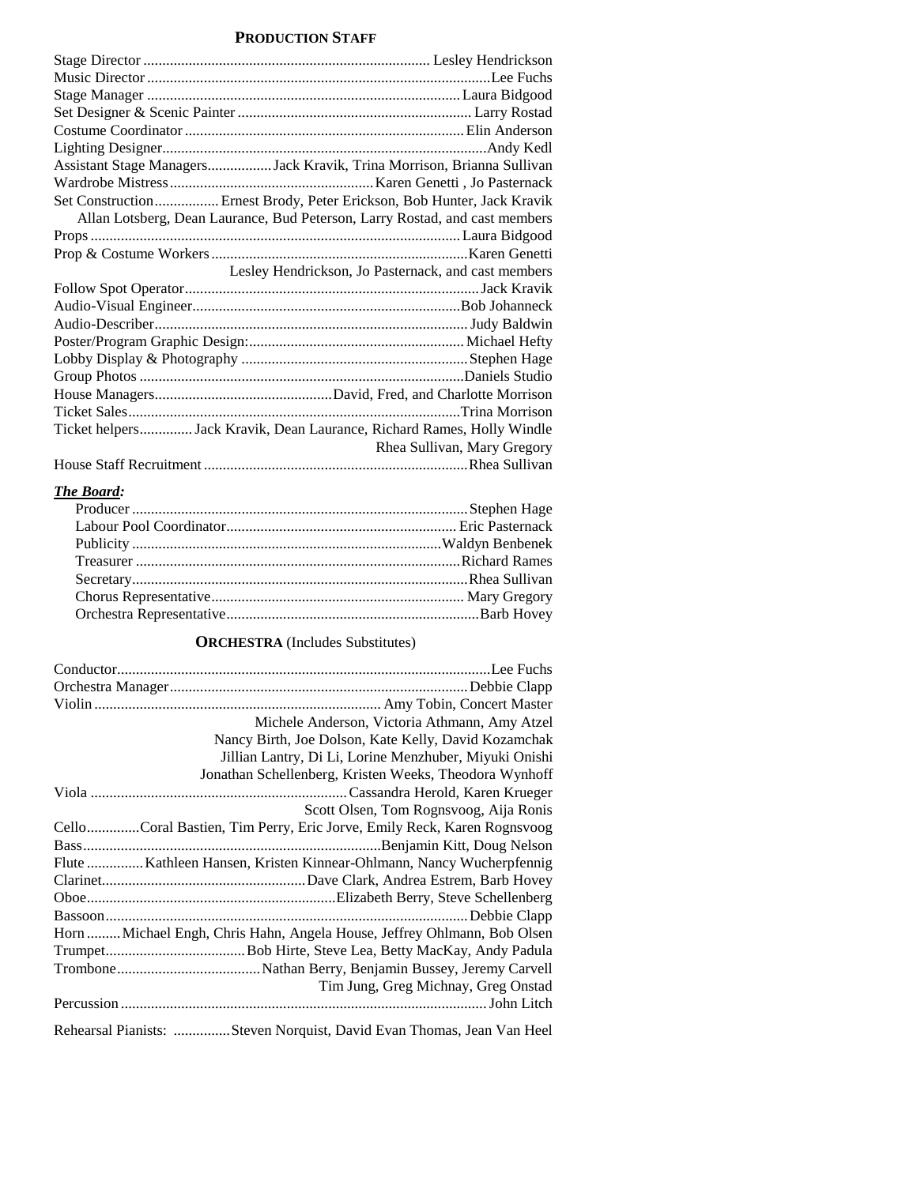## PRODUCTION STAFF

Stage Director ........................................................................ Lesley Hendrickson
Music Director ........................................................................................Lee Fuchs
Stage Manager ..................................................................................Laura Bidgood
Set Designer & Scenic Painter ............................................................. Larry Rostad
Costume Coordinator .........................................................................Elin Anderson
Lighting Designer....................................................................................Andy Kedl
Assistant Stage Managers.................Jack Kravik, Trina Morrison, Brianna Sullivan
Wardrobe Mistress......................................................Karen Genetti , Jo Pasternack
Set Construction.................Ernest Brody, Peter Erickson, Bob Hunter, Jack Kravik
Allan Lotsberg, Dean Laurance, Bud Peterson, Larry Rostad, and cast members
Props .................................................................................................Laura Bidgood
Prop & Costume Workers...................................................................Karen Genetti
Lesley Hendrickson, Jo Pasternack, and cast members
Follow Spot Operator...........................................................................Jack Kravik
Audio-Visual Engineer.....................................................................Bob Johanneck
Audio-Describer.................................................................................. Judy Baldwin
Poster/Program Graphic Design:......................................................... Michael Hefty
Lobby Display & Photography ...........................................................Stephen Hage
Group Photos ....................................................................................Daniels Studio
House Managers..............................................David, Fred, and Charlotte Morrison
Ticket Sales.......................................................................................Trina Morrison
Ticket helpers.............. Jack Kravik, Dean Laurance, Richard Rames, Holly Windle
Rhea Sullivan, Mary Gregory
House Staff Recruitment .....................................................................Rhea Sullivan

***The Board:***

Producer ........................................................................................Stephen Hage
Labour Pool Coordinator............................................................ Eric Pasternack
Publicity .................................................................................Waldyn Benbenek
Treasurer .....................................................................................Richard Rames
Secretary........................................................................................Rhea Sullivan
Chorus Representative.................................................................. Mary Gregory
Orchestra Representative..................................................................Barb Hovey

## ORCHESTRA (Includes Substitutes)

Conductor..................................................................................................Lee Fuchs
Orchestra Manager..............................................................................Debbie Clapp
Violin ........................................................................... Amy Tobin, Concert Master
Michele Anderson, Victoria Athmann, Amy Atzel
Nancy Birth, Joe Dolson, Kate Kelly, David Kozamchak
Jillian Lantry, Di Li, Lorine Menzhuber, Miyuki Onishi
Jonathan Schellenberg, Kristen Weeks, Theodora Wynhoff
Viola ...................................................................Cassandra Herold, Karen Krueger
Scott Olsen, Tom Rognsvoog, Aija Ronis
Cello.............Coral Bastien, Tim Perry, Eric Jorve, Emily Reck, Karen Rognsvoog
Bass..............................................................................Benjamin Kitt, Doug Nelson
Flute ..............Kathleen Hansen, Kristen Kinnear-Ohlmann, Nancy Wucherpfennig
Clarinet......................................................Dave Clark, Andrea Estrem, Barb Hovey
Oboe.................................................................Elizabeth Berry, Steve Schellenberg
Bassoon...............................................................................................Debbie Clapp
Horn .........Michael Engh, Chris Hahn, Angela House, Jeffrey Ohlmann, Bob Olsen
Trumpet....................................Bob Hirte, Steve Lea, Betty MacKay, Andy Padula
Trombone.....................................Nathan Berry, Benjamin Bussey, Jeremy Carvell
Tim Jung, Greg Michnay, Greg Onstad
Percussion ...............................................................................................John Litch

Rehearsal Pianists: ..............Steven Norquist, David Evan Thomas, Jean Van Heel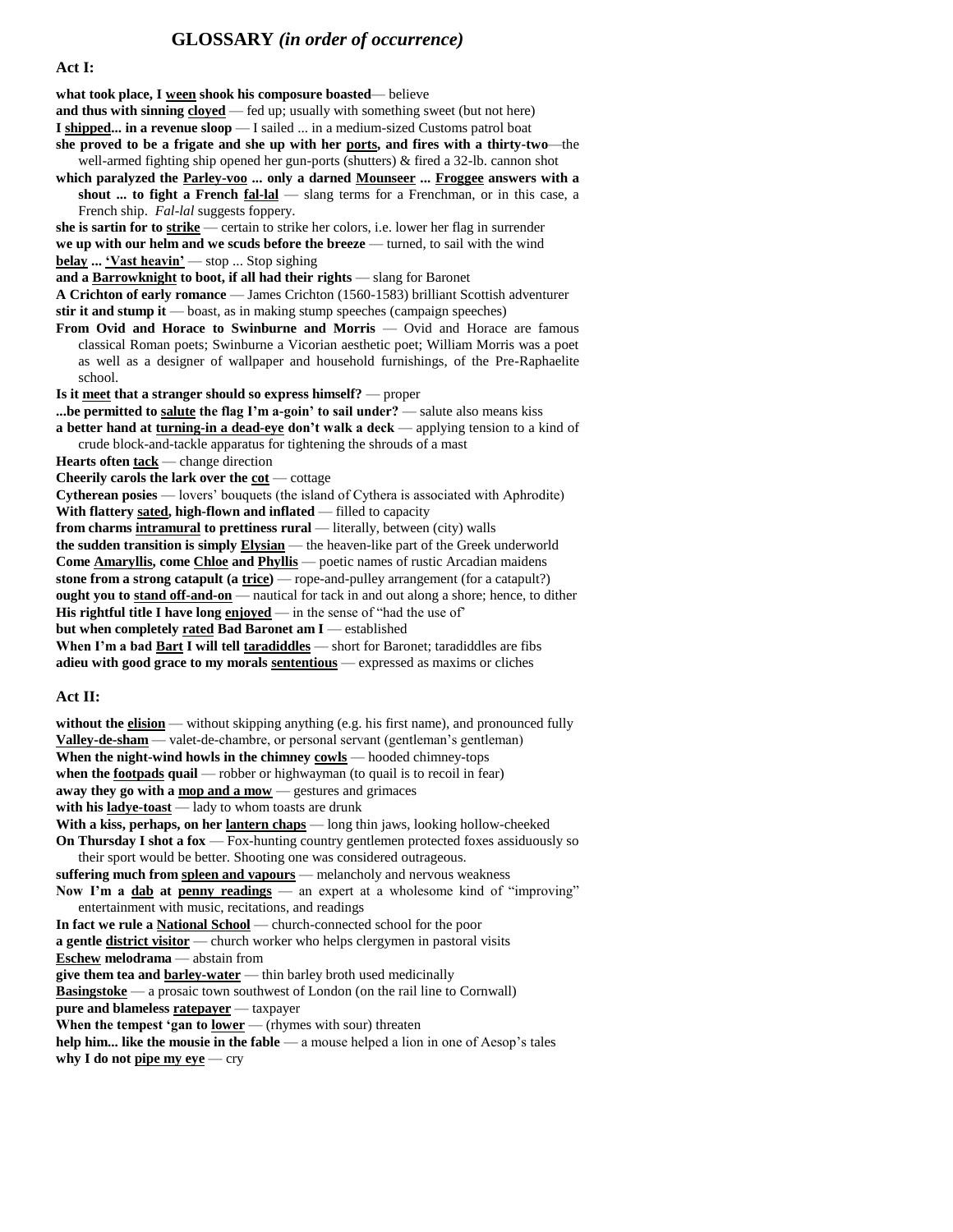# GLOSSARY *(in order of occurrence)*

### Act I:

**what took place, I <u>ween</u> shook his composure boasted**— believe

**and thus with sinning <u>cloyed</u>** — fed up; usually with something sweet (but not here)

**I <u>shipped</u>... in a revenue sloop** — I sailed ... in a medium-sized Customs patrol boat

**she proved to be a frigate and she up with her <u>ports</u>, and fires with a thirty-two**—the well-armed fighting ship opened her gun-ports (shutters) & fired a 32-lb. cannon shot

**which paralyzed the <u>Parley-voo</u> ... only a darned <u>Mounseer</u> ... <u>Froggee</u> answers with a shout ... to fight a French <u>fal-lal</u>** — slang terms for a Frenchman, or in this case, a French ship. *Fal-lal* suggests foppery.

**she is sartin for to <u>strike</u>** — certain to strike her colors, i.e. lower her flag in surrender

**we up with our helm and we scuds before the breeze** — turned, to sail with the wind

**<u>belay</u> ... <u>'Vast heavin'</u>** — stop ... Stop sighing

**and a <u>Barrowknight</u> to boot, if all had their rights** — slang for Baronet

**A Crichton of early romance** — James Crichton (1560-1583) brilliant Scottish adventurer

**stir it and stump it** — boast, as in making stump speeches (campaign speeches)

**From Ovid and Horace to Swinburne and Morris** — Ovid and Horace are famous classical Roman poets; Swinburne a Vicorian aesthetic poet; William Morris was a poet as well as a designer of wallpaper and household furnishings, of the Pre-Raphaelite school.

**Is it <u>meet</u> that a stranger should so express himself?** — proper

**...be permitted to <u>salute</u> the flag I'm a-goin' to sail under?** — salute also means kiss

**a better hand at <u>turning-in a dead-eye</u> don't walk a deck** — applying tension to a kind of crude block-and-tackle apparatus for tightening the shrouds of a mast

**Hearts often <u>tack</u>** — change direction

**Cheerily carols the lark over the <u>cot</u>** — cottage

**Cytherean posies** — lovers' bouquets (the island of Cythera is associated with Aphrodite)

**With flattery <u>sated</u>, high-flown and inflated** — filled to capacity

**from charms <u>intramural</u> to prettiness rural** — literally, between (city) walls

**the sudden transition is simply <u>Elysian</u>** — the heaven-like part of the Greek underworld

**Come <u>Amaryllis</u>, come <u>Chloe</u> and <u>Phyllis</u>** — poetic names of rustic Arcadian maidens

**stone from a strong catapult (a <u>trice</u>)** — rope-and-pulley arrangement (for a catapult?)

**ought you to <u>stand off-and-on</u>** — nautical for tack in and out along a shore; hence, to dither

**His rightful title I have long <u>enjoyed</u>** — in the sense of "had the use of"

**but when completely <u>rated</u> Bad Baronet am I** — established

**When I'm a bad <u>Bart</u> I will tell <u>taradiddles</u>** — short for Baronet; taradiddles are fibs

**adieu with good grace to my morals <u>sententious</u>** — expressed as maxims or cliches

### Act II:

**without the <u>elision</u>** — without skipping anything (e.g. his first name), and pronounced fully

**<u>Valley-de-sham</u>** — valet-de-chambre, or personal servant (gentleman's gentleman)

**When the night-wind howls in the chimney <u>cowls</u>** — hooded chimney-tops

**when the <u>footpads</u> quail** — robber or highwayman (to quail is to recoil in fear)

**away they go with a <u>mop and a mow</u>** — gestures and grimaces

**with his <u>ladye-toast</u>** — lady to whom toasts are drunk

**With a kiss, perhaps, on her <u>lantern chaps</u>** — long thin jaws, looking hollow-cheeked

**On Thursday I shot a fox** — Fox-hunting country gentlemen protected foxes assiduously so their sport would be better. Shooting one was considered outrageous.

**suffering much from <u>spleen and vapours</u>** — melancholy and nervous weakness

**Now I'm a <u>dab</u> at <u>penny readings</u>** — an expert at a wholesome kind of "improving" entertainment with music, recitations, and readings

**In fact we rule a <u>National School</u>** — church-connected school for the poor

**a gentle <u>district visitor</u>** — church worker who helps clergymen in pastoral visits

**<u>Eschew</u> melodrama** — abstain from

**give them tea and <u>barley-water</u>** — thin barley broth used medicinally

**<u>Basingstoke</u>** — a prosaic town southwest of London (on the rail line to Cornwall)

**pure and blameless <u>ratepayer</u>** — taxpayer

**When the tempest 'gan to <u>lower</u>** — (rhymes with sour) threaten

**help him... like the mousie in the fable** — a mouse helped a lion in one of Aesop's tales

**why I do not <u>pipe my eye</u>** — cry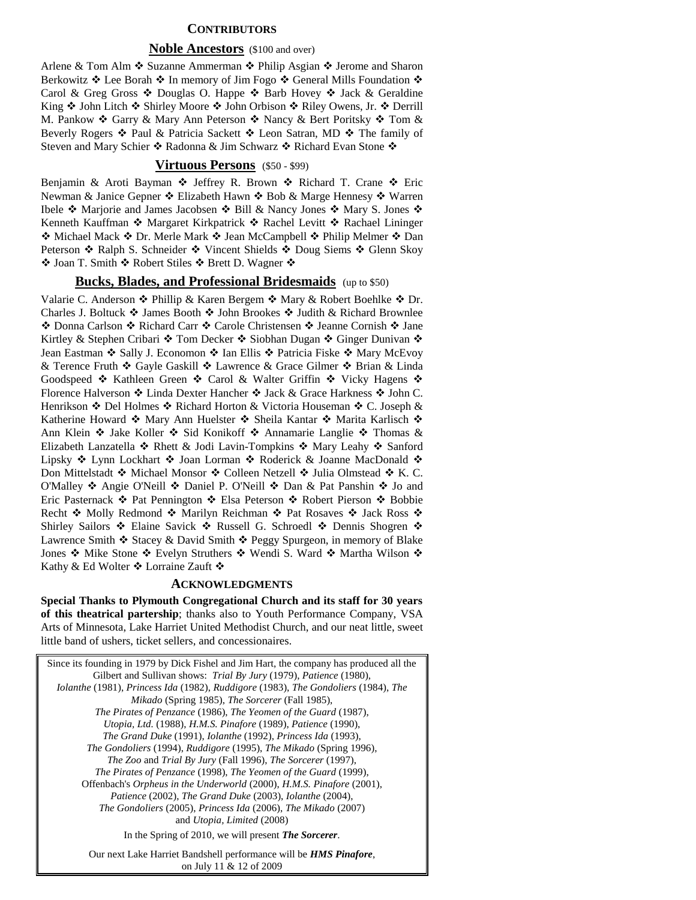# CONTRIBUTORS

## Noble Ancestors (\$100 and over)

Arlene & Tom Alm ❖ Suzanne Ammerman ❖ Philip Asgian ❖ Jerome and Sharon Berkowitz ❖ Lee Borah ❖ In memory of Jim Fogo ❖ General Mills Foundation ❖ Carol & Greg Gross ❖ Douglas O. Happe ❖ Barb Hovey ❖ Jack & Geraldine King ❖ John Litch ❖ Shirley Moore ❖ John Orbison ❖ Riley Owens, Jr. ❖ Derrill M. Pankow ❖ Garry & Mary Ann Peterson ❖ Nancy & Bert Poritsky ❖ Tom & Beverly Rogers ❖ Paul & Patricia Sackett ❖ Leon Satran, MD ❖ The family of Steven and Mary Schier ❖ Radonna & Jim Schwarz ❖ Richard Evan Stone ❖

## Virtuous Persons (\$50 - \$99)

Benjamin & Aroti Bayman ❖ Jeffrey R. Brown ❖ Richard T. Crane ❖ Eric Newman & Janice Gepner ❖ Elizabeth Hawn ❖ Bob & Marge Hennesy ❖ Warren Ibele ❖ Marjorie and James Jacobsen ❖ Bill & Nancy Jones ❖ Mary S. Jones ❖ Kenneth Kauffman ❖ Margaret Kirkpatrick ❖ Rachel Levitt ❖ Rachael Lininger ❖ Michael Mack ❖ Dr. Merle Mark ❖ Jean McCampbell ❖ Philip Melmer ❖ Dan Peterson ❖ Ralph S. Schneider ❖ Vincent Shields ❖ Doug Siems ❖ Glenn Skoy ❖ Joan T. Smith ❖ Robert Stiles ❖ Brett D. Wagner ❖

## Bucks, Blades, and Professional Bridesmaids (up to \$50)

Valarie C. Anderson ❖ Phillip & Karen Bergem ❖ Mary & Robert Boehlke ❖ Dr. Charles J. Boltuck ❖ James Booth ❖ John Brookes ❖ Judith & Richard Brownlee ❖ Donna Carlson ❖ Richard Carr ❖ Carole Christensen ❖ Jeanne Cornish ❖ Jane Kirtley & Stephen Cribari ❖ Tom Decker ❖ Siobhan Dugan ❖ Ginger Dunivan ❖ Jean Eastman ❖ Sally J. Economon ❖ Ian Ellis ❖ Patricia Fiske ❖ Mary McEvoy & Terence Fruth ❖ Gayle Gaskill ❖ Lawrence & Grace Gilmer ❖ Brian & Linda Goodspeed ❖ Kathleen Green ❖ Carol & Walter Griffin ❖ Vicky Hagens ❖ Florence Halverson ❖ Linda Dexter Hancher ❖ Jack & Grace Harkness ❖ John C. Henrikson ❖ Del Holmes ❖ Richard Horton & Victoria Houseman ❖ C. Joseph & Katherine Howard ❖ Mary Ann Huelster ❖ Sheila Kantar ❖ Marita Karlisch ❖ Ann Klein ❖ Jake Koller ❖ Sid Konikoff ❖ Annamarie Langlie ❖ Thomas & Elizabeth Lanzatella ❖ Rhett & Jodi Lavin-Tompkins ❖ Mary Leahy ❖ Sanford Lipsky ❖ Lynn Lockhart ❖ Joan Lorman ❖ Roderick & Joanne MacDonald ❖ Don Mittelstadt ❖ Michael Monsor ❖ Colleen Netzell ❖ Julia Olmstead ❖ K. C. O'Malley ❖ Angie O'Neill ❖ Daniel P. O'Neill ❖ Dan & Pat Panshin ❖ Jo and Eric Pasternack ❖ Pat Pennington ❖ Elsa Peterson ❖ Robert Pierson ❖ Bobbie Recht ❖ Molly Redmond ❖ Marilyn Reichman ❖ Pat Rosaves ❖ Jack Ross ❖ Shirley Sailors ❖ Elaine Savick ❖ Russell G. Schroedl ❖ Dennis Shogren ❖ Lawrence Smith ❖ Stacey & David Smith ❖ Peggy Spurgeon, in memory of Blake Jones ❖ Mike Stone ❖ Evelyn Struthers ❖ Wendi S. Ward ❖ Martha Wilson ❖ Kathy & Ed Wolter ❖ Lorraine Zauft ❖

# ACKNOWLEDGMENTS

**Special Thanks to Plymouth Congregational Church and its staff for 30 years of this theatrical partership**; thanks also to Youth Performance Company, VSA Arts of Minnesota, Lake Harriet United Methodist Church, and our neat little, sweet little band of ushers, ticket sellers, and concessionaires.

Since its founding in 1979 by Dick Fishel and Jim Hart, the company has produced all the Gilbert and Sullivan shows: *Trial By Jury* (1979), *Patience* (1980), *Iolanthe* (1981), *Princess Ida* (1982), *Ruddigore* (1983), *The Gondoliers* (1984), *The Mikado* (Spring 1985), *The Sorcerer* (Fall 1985), *The Pirates of Penzance* (1986), *The Yeomen of the Guard* (1987), *Utopia, Ltd.* (1988), *H.M.S. Pinafore* (1989), *Patience* (1990), *The Grand Duke* (1991), *Iolanthe* (1992), *Princess Ida* (1993), *The Gondoliers* (1994), *Ruddigore* (1995), *The Mikado* (Spring 1996), *The Zoo* and *Trial By Jury* (Fall 1996), *The Sorcerer* (1997), *The Pirates of Penzance* (1998), *The Yeomen of the Guard* (1999), Offenbach's *Orpheus in the Underworld* (2000), *H.M.S. Pinafore* (2001), *Patience* (2002), *The Grand Duke* (2003), *Iolanthe* (2004), *The Gondoliers* (2005), *Princess Ida* (2006), *The Mikado* (2007) and *Utopia, Limited* (2008)

In the Spring of 2010, we will present ***The Sorcerer***.

Our next Lake Harriet Bandshell performance will be ***HMS Pinafore***, on July 11 & 12 of 2009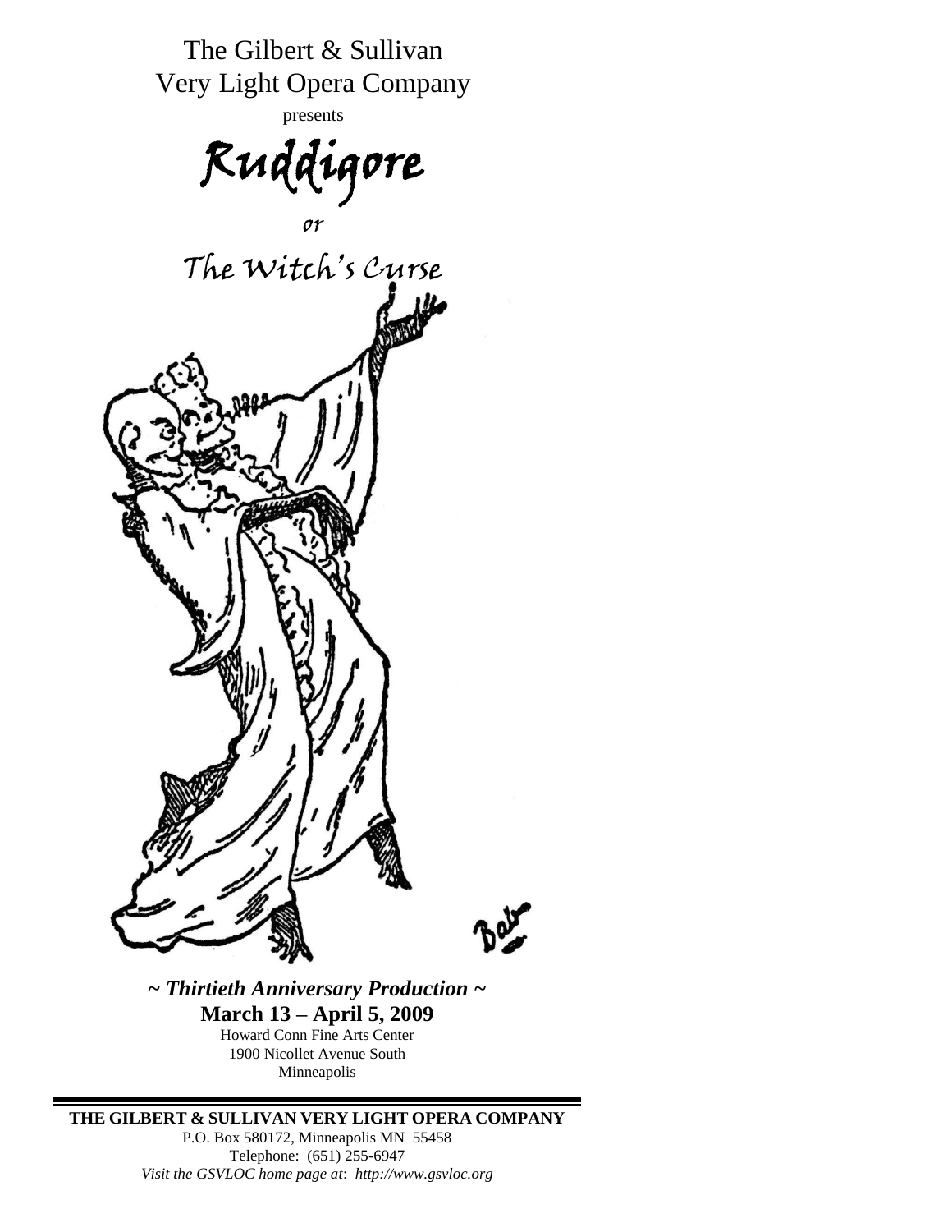The Gilbert & Sullivan
Very Light Opera Company

presents

# Ruddigore

*or*

## The Witch's Curse

***~ Thirtieth Anniversary Production ~***

**March 13 – April 5, 2009**

Howard Conn Fine Arts Center
1900 Nicollet Avenue South
Minneapolis

---

**THE GILBERT & SULLIVAN VERY LIGHT OPERA COMPANY**

P.O. Box 580172, Minneapolis MN 55458
Telephone: (651) 255-6947
*Visit the GSVLOC home page at: http://www.gsvloc.org*